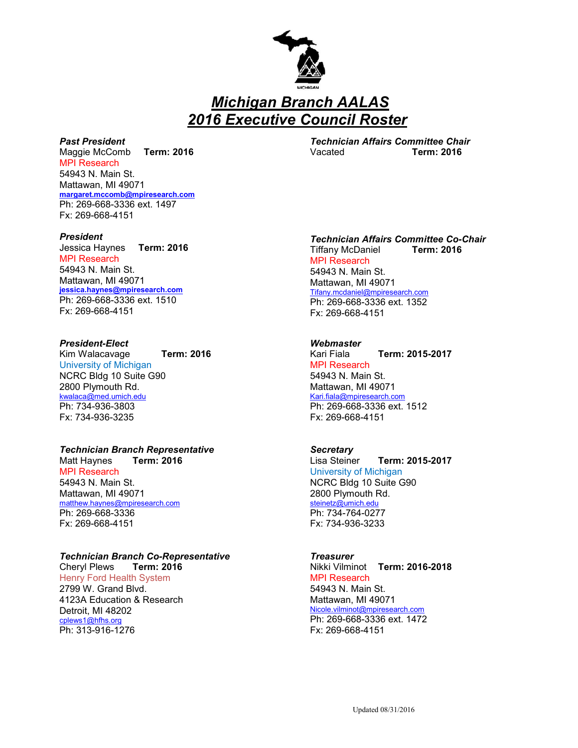# *Michigan Branch AALAS*
# *2016 Executive Council Roster*

***Past President***
Maggie McComb **Term: 2016**
MPI Research
54943 N. Main St.
Mattawan, MI 49071
**margaret.mccomb@mpiresearch.com**
Ph: 269-668-3336 ext. 1497
Fx: 269-668-4151

***President***
Jessica Haynes **Term: 2016**
MPI Research
54943 N. Main St.
Mattawan, MI 49071
**jessica.haynes@mpiresearch.com**
Ph: 269-668-3336 ext. 1510
Fx: 269-668-4151

***President-Elect***
Kim Walacavage **Term: 2016**
University of Michigan
NCRC Bldg 10 Suite G90
2800 Plymouth Rd.
kwalaca@med.umich.edu
Ph: 734-936-3803
Fx: 734-936-3235

***Technician Branch Representative***
Matt Haynes **Term: 2016**
MPI Research
54943 N. Main St.
Mattawan, MI 49071
matthew.haynes@mpiresearch.com
Ph: 269-668-3336
Fx: 269-668-4151

***Technician Branch Co-Representative***
Cheryl Plews **Term: 2016**
Henry Ford Health System
2799 W. Grand Blvd.
4123A Education & Research
Detroit, MI 48202
cplews1@hfhs.org
Ph: 313-916-1276

***Technician Affairs Committee Chair***
Vacated **Term: 2016**

***Technician Affairs Committee Co-Chair***
Tiffany McDaniel **Term: 2016**
MPI Research
54943 N. Main St.
Mattawan, MI 49071
Tifany.mcdaniel@mpiresearch.com
Ph: 269-668-3336 ext. 1352
Fx: 269-668-4151

***Webmaster***
Kari Fiala **Term: 2015-2017**
MPI Research
54943 N. Main St.
Mattawan, MI 49071
Kari.fiala@mpiresearch.com
Ph: 269-668-3336 ext. 1512
Fx: 269-668-4151

***Secretary***
Lisa Steiner **Term: 2015-2017**
University of Michigan
NCRC Bldg 10 Suite G90
2800 Plymouth Rd.
steinetz@umich.edu
Ph: 734-764-0277
Fx: 734-936-3233

***Treasurer***
Nikki Vilminot **Term: 2016-2018**
MPI Research
54943 N. Main St.
Mattawan, MI 49071
Nicole.vilminot@mpiresearch.com
Ph: 269-668-3336 ext. 1472
Fx: 269-668-4151

Updated 08/31/2016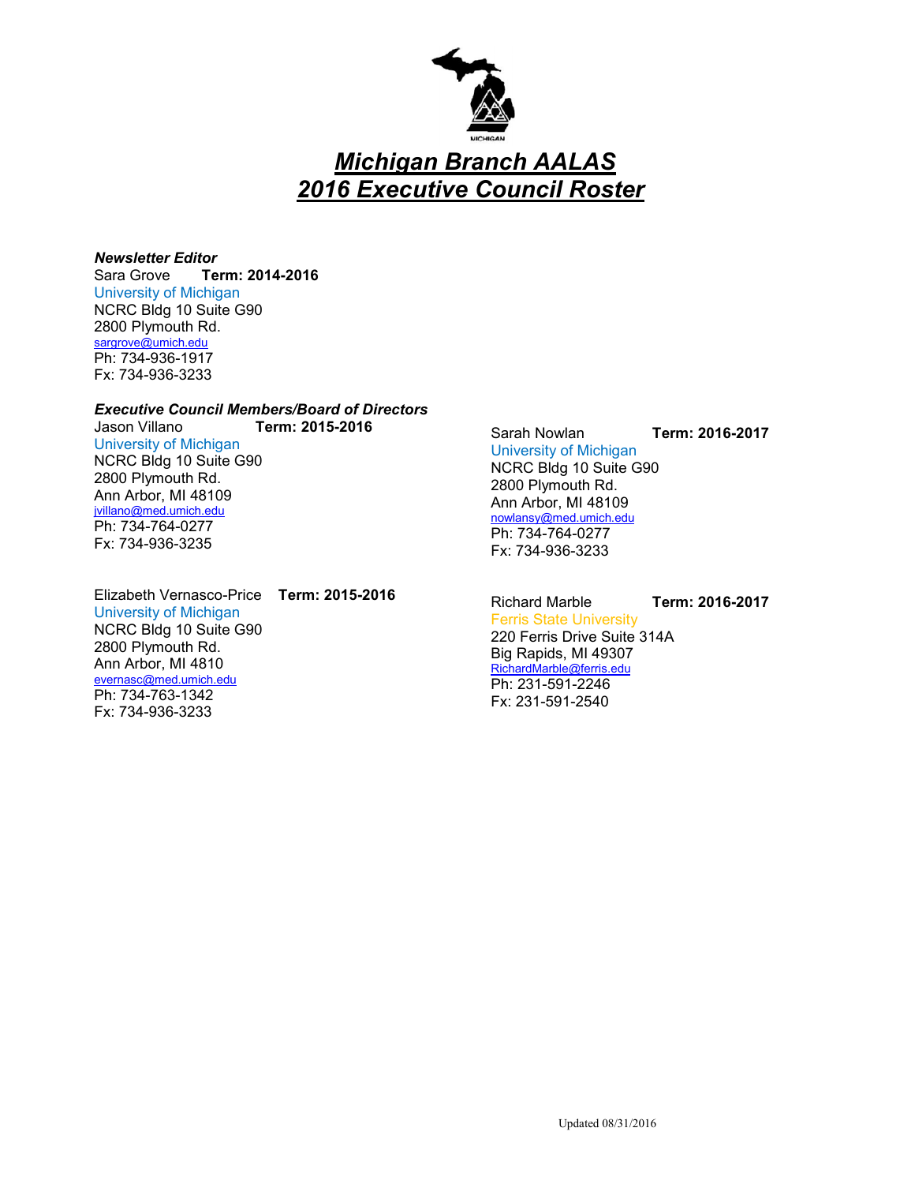# *Michigan Branch AALAS*
# *2016 Executive Council Roster*

***Newsletter Editor***
Sara Grove **Term: 2014-2016**
University of Michigan
NCRC Bldg 10 Suite G90
2800 Plymouth Rd.
sargrove@umich.edu
Ph: 734-936-1917
Fx: 734-936-3233

***Executive Council Members/Board of Directors***

Jason Villano **Term: 2015-2016**
University of Michigan
NCRC Bldg 10 Suite G90
2800 Plymouth Rd.
Ann Arbor, MI 48109
jvillano@med.umich.edu
Ph: 734-764-0277
Fx: 734-936-3235

Elizabeth Vernasco-Price **Term: 2015-2016**
University of Michigan
NCRC Bldg 10 Suite G90
2800 Plymouth Rd.
Ann Arbor, MI 4810
evernasc@med.umich.edu
Ph: 734-763-1342
Fx: 734-936-3233

Sarah Nowlan **Term: 2016-2017**
University of Michigan
NCRC Bldg 10 Suite G90
2800 Plymouth Rd.
Ann Arbor, MI 48109
nowlansy@med.umich.edu
Ph: 734-764-0277
Fx: 734-936-3233

Richard Marble **Term: 2016-2017**
Ferris State University
220 Ferris Drive Suite 314A
Big Rapids, MI 49307
RichardMarble@ferris.edu
Ph: 231-591-2246
Fx: 231-591-2540

Updated 08/31/2016